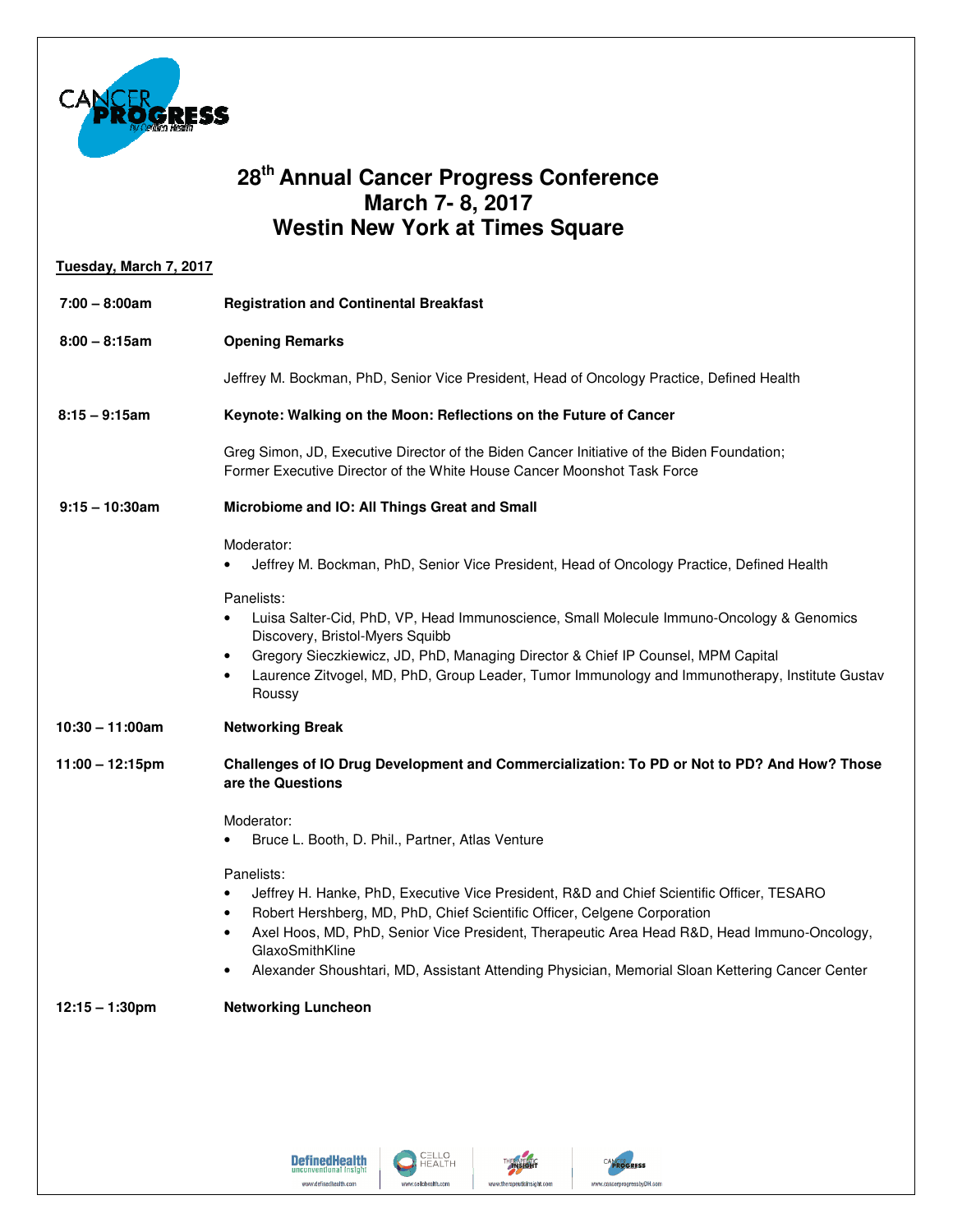# 28th Annual Cancer Progress Conference
# March 7- 8, 2017
# Westin New York at Times Square

**Tuesday, March 7, 2017**

**7:00 – 8:00am** **Registration and Continental Breakfast**

**8:00 – 8:15am** **Opening Remarks**

Jeffrey M. Bockman, PhD, Senior Vice President, Head of Oncology Practice, Defined Health

**8:15 – 9:15am** **Keynote: Walking on the Moon: Reflections on the Future of Cancer**

Greg Simon, JD, Executive Director of the Biden Cancer Initiative of the Biden Foundation;
Former Executive Director of the White House Cancer Moonshot Task Force

**9:15 – 10:30am** **Microbiome and IO: All Things Great and Small**

Moderator:

- Jeffrey M. Bockman, PhD, Senior Vice President, Head of Oncology Practice, Defined Health

Panelists:

- Luisa Salter-Cid, PhD, VP, Head Immunoscience, Small Molecule Immuno-Oncology & Genomics Discovery, Bristol-Myers Squibb
- Gregory Sieczkiewicz, JD, PhD, Managing Director & Chief IP Counsel, MPM Capital
- Laurence Zitvogel, MD, PhD, Group Leader, Tumor Immunology and Immunotherapy, Institute Gustav Roussy

**10:30 – 11:00am** **Networking Break**

**11:00 – 12:15pm** **Challenges of IO Drug Development and Commercialization: To PD or Not to PD? And How? Those are the Questions**

Moderator:

- Bruce L. Booth, D. Phil., Partner, Atlas Venture

Panelists:

- Jeffrey H. Hanke, PhD, Executive Vice President, R&D and Chief Scientific Officer, TESARO
- Robert Hershberg, MD, PhD, Chief Scientific Officer, Celgene Corporation
- Axel Hoos, MD, PhD, Senior Vice President, Therapeutic Area Head R&D, Head Immuno-Oncology, GlaxoSmithKline
- Alexander Shoushtari, MD, Assistant Attending Physician, Memorial Sloan Kettering Cancer Center

**12:15 – 1:30pm** **Networking Luncheon**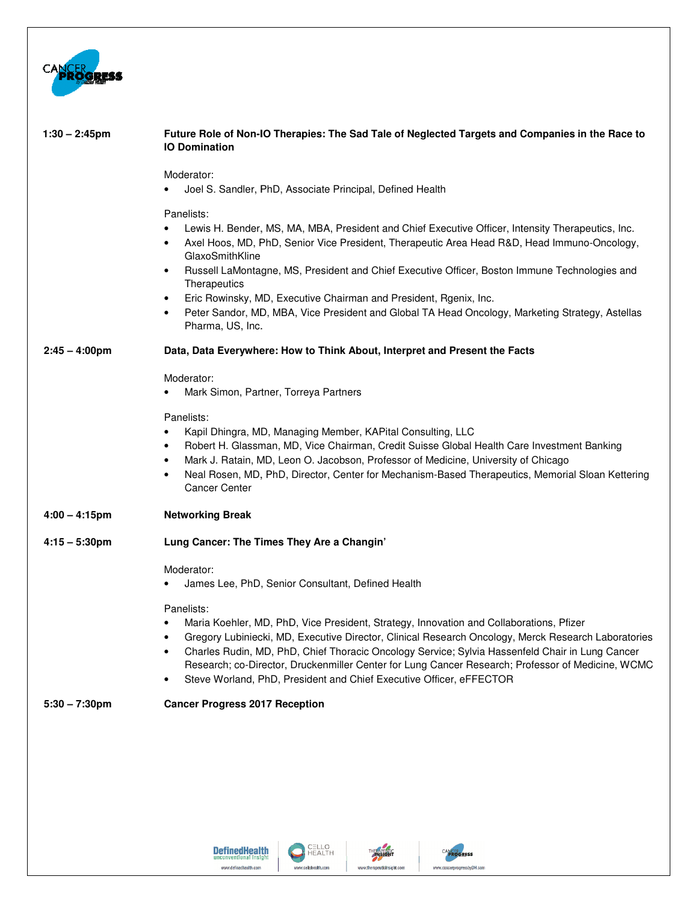**1:30 – 2:45pm** **Future Role of Non-IO Therapies: The Sad Tale of Neglected Targets and Companies in the Race to IO Domination**

Moderator:

- Joel S. Sandler, PhD, Associate Principal, Defined Health

Panelists:

- Lewis H. Bender, MS, MA, MBA, President and Chief Executive Officer, Intensity Therapeutics, Inc.
- Axel Hoos, MD, PhD, Senior Vice President, Therapeutic Area Head R&D, Head Immuno-Oncology, GlaxoSmithKline
- Russell LaMontagne, MS, President and Chief Executive Officer, Boston Immune Technologies and Therapeutics
- Eric Rowinsky, MD, Executive Chairman and President, Rgenix, Inc.
- Peter Sandor, MD, MBA, Vice President and Global TA Head Oncology, Marketing Strategy, Astellas Pharma, US, Inc.

**2:45 – 4:00pm** **Data, Data Everywhere: How to Think About, Interpret and Present the Facts**

Moderator:

- Mark Simon, Partner, Torreya Partners

Panelists:

- Kapil Dhingra, MD, Managing Member, KAPital Consulting, LLC
- Robert H. Glassman, MD, Vice Chairman, Credit Suisse Global Health Care Investment Banking
- Mark J. Ratain, MD, Leon O. Jacobson, Professor of Medicine, University of Chicago
- Neal Rosen, MD, PhD, Director, Center for Mechanism-Based Therapeutics, Memorial Sloan Kettering Cancer Center

**4:00 – 4:15pm** **Networking Break**

**4:15 – 5:30pm** **Lung Cancer: The Times They Are a Changin'**

Moderator:

- James Lee, PhD, Senior Consultant, Defined Health

Panelists:

- Maria Koehler, MD, PhD, Vice President, Strategy, Innovation and Collaborations, Pfizer
- Gregory Lubiniecki, MD, Executive Director, Clinical Research Oncology, Merck Research Laboratories
- Charles Rudin, MD, PhD, Chief Thoracic Oncology Service; Sylvia Hassenfeld Chair in Lung Cancer Research; co-Director, Druckenmiller Center for Lung Cancer Research; Professor of Medicine, WCMC
- Steve Worland, PhD, President and Chief Executive Officer, eFFECTOR

**5:30 – 7:30pm** **Cancer Progress 2017 Reception**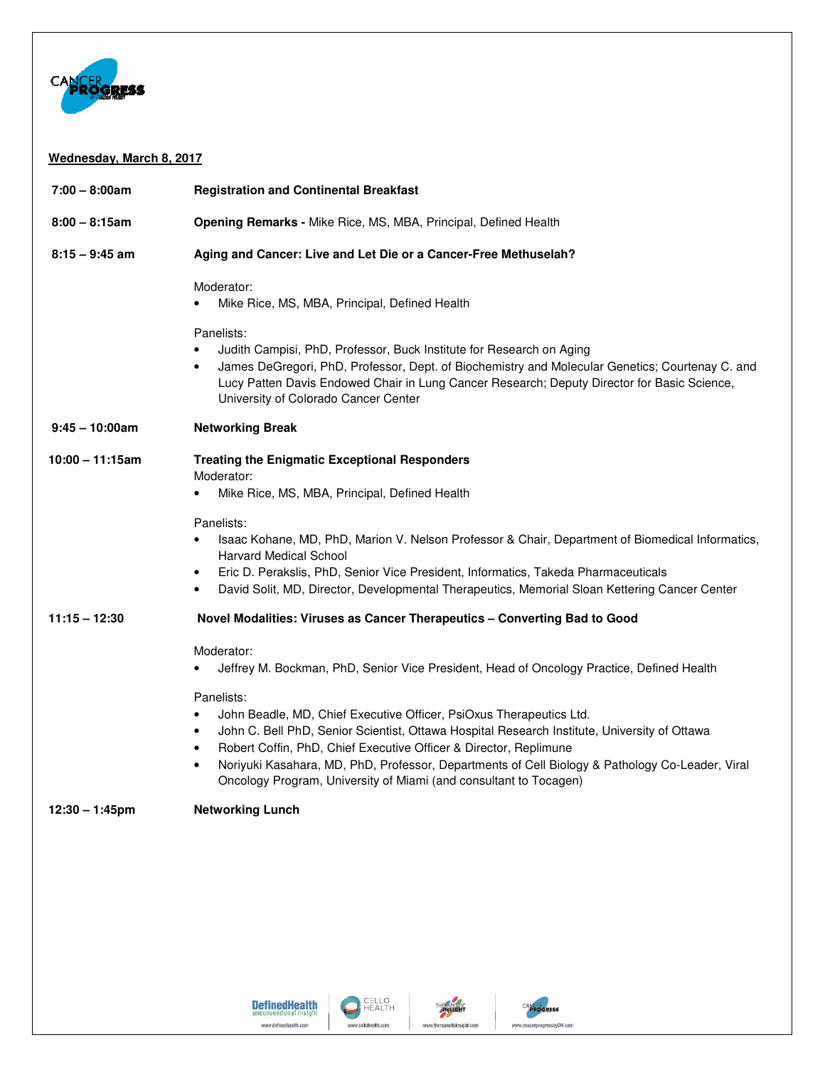**Wednesday, March 8, 2017**

**7:00 – 8:00am** **Registration and Continental Breakfast**

**8:00 – 8:15am** **Opening Remarks -** Mike Rice, MS, MBA, Principal, Defined Health

**8:15 – 9:45 am** **Aging and Cancer: Live and Let Die or a Cancer-Free Methuselah?**

Moderator:

- Mike Rice, MS, MBA, Principal, Defined Health

Panelists:

- Judith Campisi, PhD, Professor, Buck Institute for Research on Aging
- James DeGregori, PhD, Professor, Dept. of Biochemistry and Molecular Genetics; Courtenay C. and Lucy Patten Davis Endowed Chair in Lung Cancer Research; Deputy Director for Basic Science, University of Colorado Cancer Center

**9:45 – 10:00am** **Networking Break**

**10:00 – 11:15am** **Treating the Enigmatic Exceptional Responders**

Moderator:

- Mike Rice, MS, MBA, Principal, Defined Health

Panelists:

- Isaac Kohane, MD, PhD, Marion V. Nelson Professor & Chair, Department of Biomedical Informatics, Harvard Medical School
- Eric D. Perakslis, PhD, Senior Vice President, Informatics, Takeda Pharmaceuticals
- David Solit, MD, Director, Developmental Therapeutics, Memorial Sloan Kettering Cancer Center

**11:15 – 12:30** **Novel Modalities: Viruses as Cancer Therapeutics – Converting Bad to Good**

Moderator:

- Jeffrey M. Bockman, PhD, Senior Vice President, Head of Oncology Practice, Defined Health

Panelists:

- John Beadle, MD, Chief Executive Officer, PsiOxus Therapeutics Ltd.
- John C. Bell PhD, Senior Scientist, Ottawa Hospital Research Institute, University of Ottawa
- Robert Coffin, PhD, Chief Executive Officer & Director, Replimune
- Noriyuki Kasahara, MD, PhD, Professor, Departments of Cell Biology & Pathology Co-Leader, Viral Oncology Program, University of Miami (and consultant to Tocagen)

**12:30 – 1:45pm** **Networking Lunch**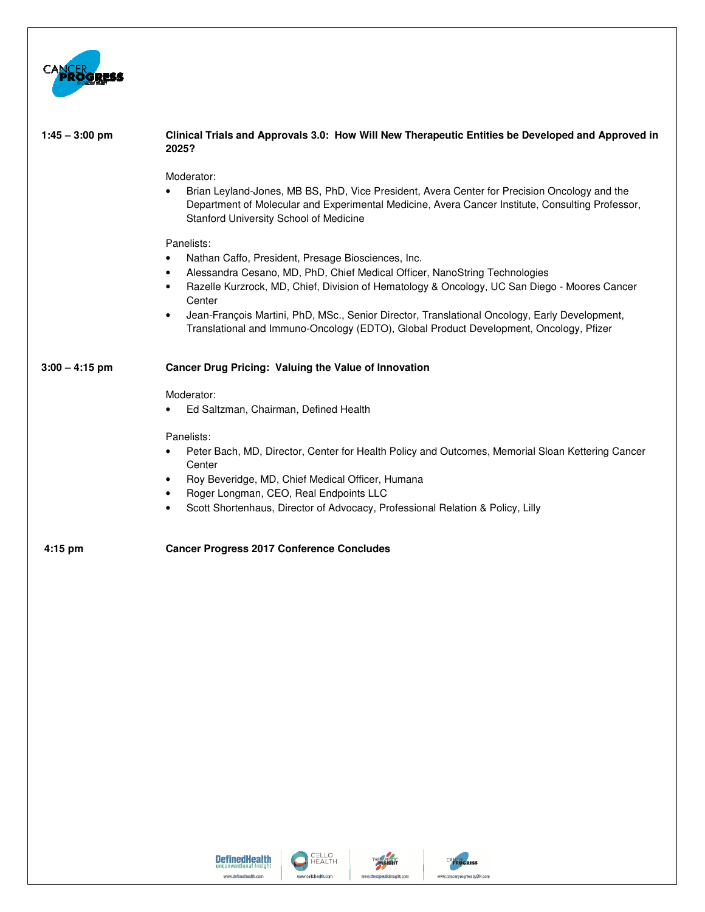**1:45 – 3:00 pm** **Clinical Trials and Approvals 3.0: How Will New Therapeutic Entities be Developed and Approved in 2025?**

Moderator:

- Brian Leyland-Jones, MB BS, PhD, Vice President, Avera Center for Precision Oncology and the Department of Molecular and Experimental Medicine, Avera Cancer Institute, Consulting Professor, Stanford University School of Medicine

Panelists:

- Nathan Caffo, President, Presage Biosciences, Inc.
- Alessandra Cesano, MD, PhD, Chief Medical Officer, NanoString Technologies
- Razelle Kurzrock, MD, Chief, Division of Hematology & Oncology, UC San Diego - Moores Cancer Center
- Jean-François Martini, PhD, MSc., Senior Director, Translational Oncology, Early Development, Translational and Immuno-Oncology (EDTO), Global Product Development, Oncology, Pfizer

**3:00 – 4:15 pm** **Cancer Drug Pricing: Valuing the Value of Innovation**

Moderator:

- Ed Saltzman, Chairman, Defined Health

Panelists:

- Peter Bach, MD, Director, Center for Health Policy and Outcomes, Memorial Sloan Kettering Cancer Center
- Roy Beveridge, MD, Chief Medical Officer, Humana
- Roger Longman, CEO, Real Endpoints LLC
- Scott Shortenhaus, Director of Advocacy, Professional Relation & Policy, Lilly

**4:15 pm** **Cancer Progress 2017 Conference Concludes**